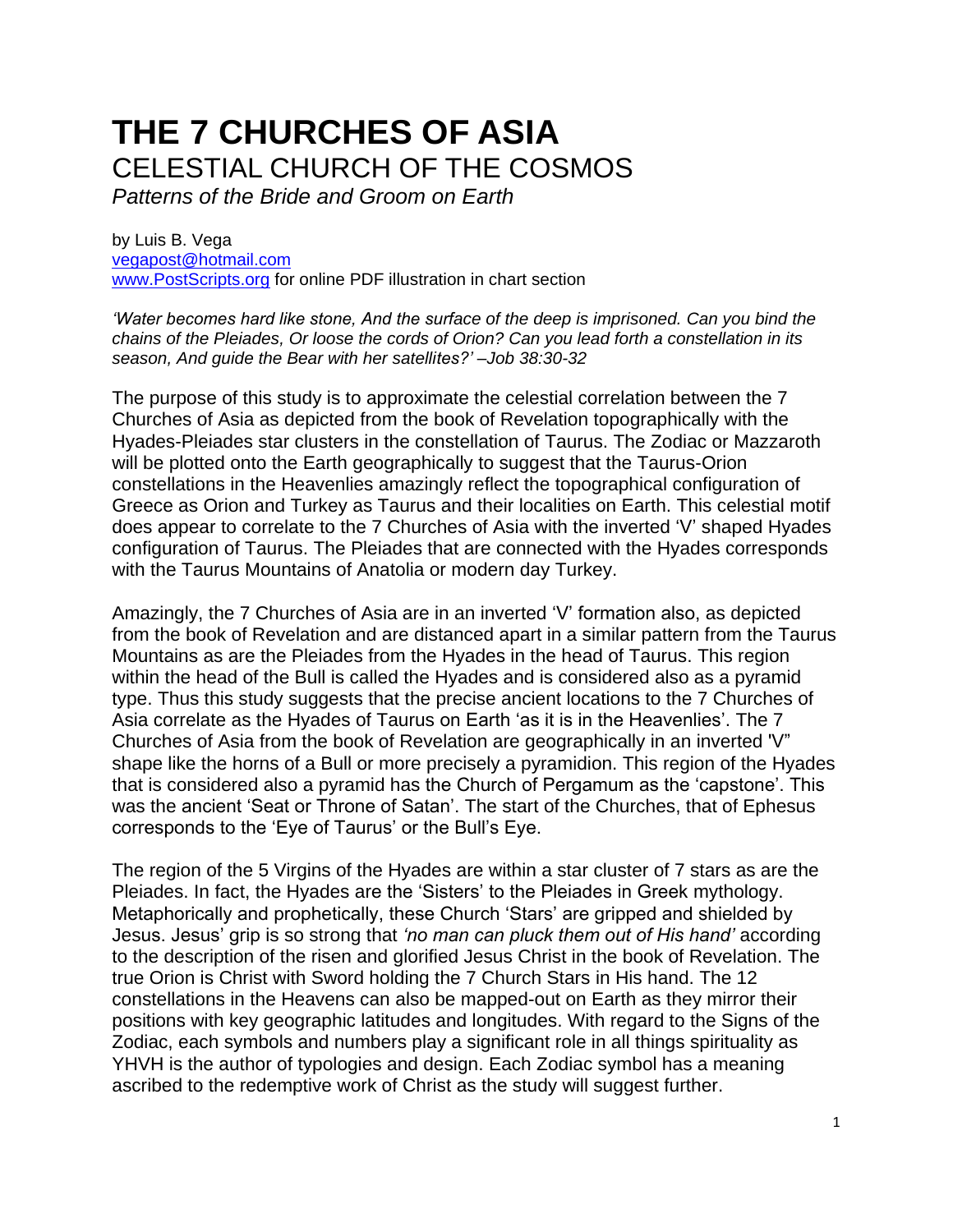# THE 7 CHURCHES OF ASIA

## CELESTIAL CHURCH OF THE COSMOS

*Patterns of the Bride and Groom on Earth*

by Luis B. Vega
vegapost@hotmail.com
www.PostScripts.org for online PDF illustration in chart section

*'Water becomes hard like stone, And the surface of the deep is imprisoned. Can you bind the chains of the Pleiades, Or loose the cords of Orion? Can you lead forth a constellation in its season, And guide the Bear with her satellites?' –Job 38:30-32*

The purpose of this study is to approximate the celestial correlation between the 7 Churches of Asia as depicted from the book of Revelation topographically with the Hyades-Pleiades star clusters in the constellation of Taurus. The Zodiac or Mazzaroth will be plotted onto the Earth geographically to suggest that the Taurus-Orion constellations in the Heavenlies amazingly reflect the topographical configuration of Greece as Orion and Turkey as Taurus and their localities on Earth. This celestial motif does appear to correlate to the 7 Churches of Asia with the inverted 'V' shaped Hyades configuration of Taurus. The Pleiades that are connected with the Hyades corresponds with the Taurus Mountains of Anatolia or modern day Turkey.

Amazingly, the 7 Churches of Asia are in an inverted 'V' formation also, as depicted from the book of Revelation and are distanced apart in a similar pattern from the Taurus Mountains as are the Pleiades from the Hyades in the head of Taurus. This region within the head of the Bull is called the Hyades and is considered also as a pyramid type. Thus this study suggests that the precise ancient locations to the 7 Churches of Asia correlate as the Hyades of Taurus on Earth 'as it is in the Heavenlies'. The 7 Churches of Asia from the book of Revelation are geographically in an inverted 'V" shape like the horns of a Bull or more precisely a pyramidion. This region of the Hyades that is considered also a pyramid has the Church of Pergamum as the 'capstone'. This was the ancient 'Seat or Throne of Satan'. The start of the Churches, that of Ephesus corresponds to the 'Eye of Taurus' or the Bull's Eye.

The region of the 5 Virgins of the Hyades are within a star cluster of 7 stars as are the Pleiades. In fact, the Hyades are the 'Sisters' to the Pleiades in Greek mythology. Metaphorically and prophetically, these Church 'Stars' are gripped and shielded by Jesus. Jesus' grip is so strong that *'no man can pluck them out of His hand'* according to the description of the risen and glorified Jesus Christ in the book of Revelation. The true Orion is Christ with Sword holding the 7 Church Stars in His hand. The 12 constellations in the Heavens can also be mapped-out on Earth as they mirror their positions with key geographic latitudes and longitudes. With regard to the Signs of the Zodiac, each symbols and numbers play a significant role in all things spirituality as YHVH is the author of typologies and design. Each Zodiac symbol has a meaning ascribed to the redemptive work of Christ as the study will suggest further.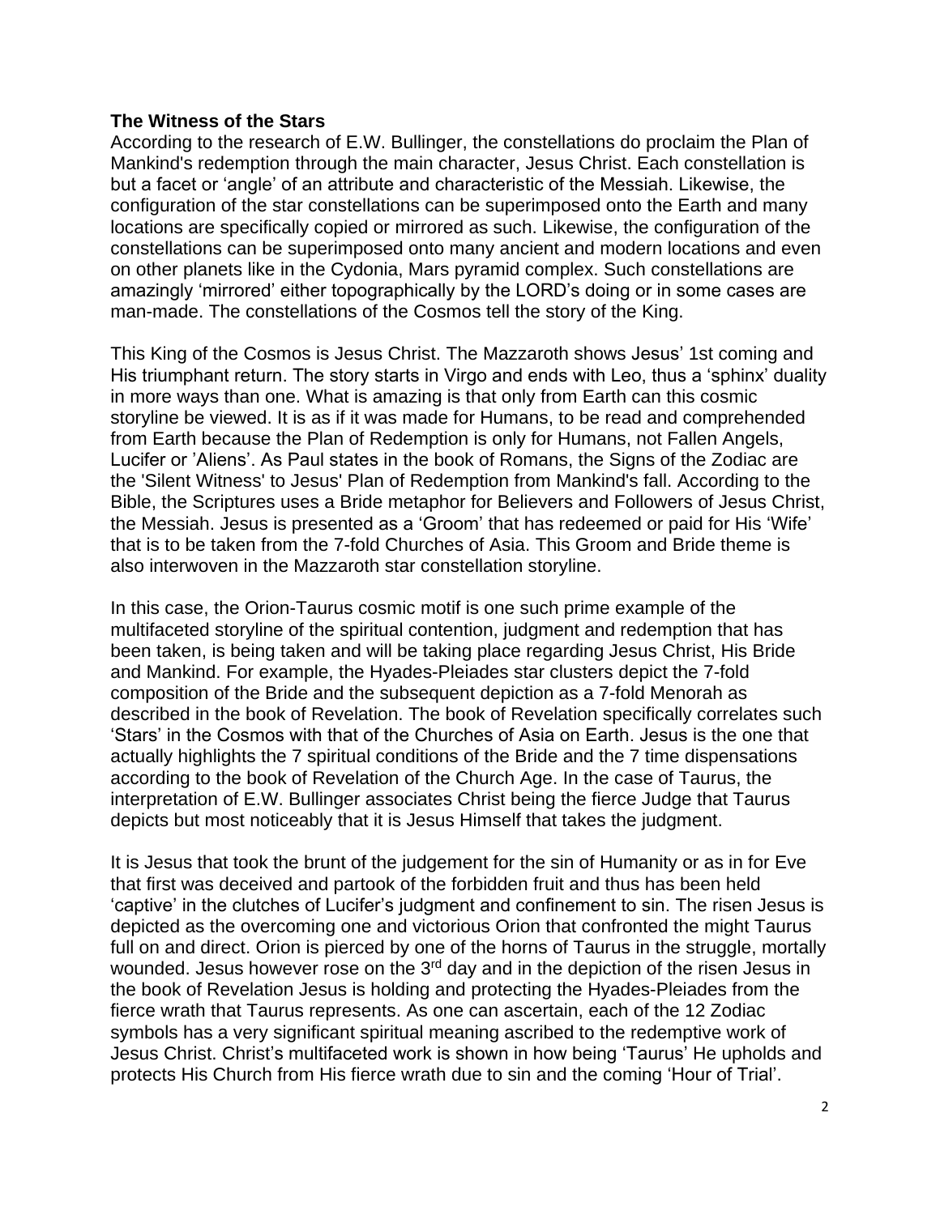**The Witness of the Stars**

According to the research of E.W. Bullinger, the constellations do proclaim the Plan of Mankind's redemption through the main character, Jesus Christ. Each constellation is but a facet or 'angle' of an attribute and characteristic of the Messiah. Likewise, the configuration of the star constellations can be superimposed onto the Earth and many locations are specifically copied or mirrored as such. Likewise, the configuration of the constellations can be superimposed onto many ancient and modern locations and even on other planets like in the Cydonia, Mars pyramid complex. Such constellations are amazingly 'mirrored' either topographically by the LORD's doing or in some cases are man-made. The constellations of the Cosmos tell the story of the King.

This King of the Cosmos is Jesus Christ. The Mazzaroth shows Jesus' 1st coming and His triumphant return. The story starts in Virgo and ends with Leo, thus a 'sphinx' duality in more ways than one. What is amazing is that only from Earth can this cosmic storyline be viewed. It is as if it was made for Humans, to be read and comprehended from Earth because the Plan of Redemption is only for Humans, not Fallen Angels, Lucifer or 'Aliens'. As Paul states in the book of Romans, the Signs of the Zodiac are the 'Silent Witness' to Jesus' Plan of Redemption from Mankind's fall. According to the Bible, the Scriptures uses a Bride metaphor for Believers and Followers of Jesus Christ, the Messiah. Jesus is presented as a 'Groom' that has redeemed or paid for His 'Wife' that is to be taken from the 7-fold Churches of Asia. This Groom and Bride theme is also interwoven in the Mazzaroth star constellation storyline.

In this case, the Orion-Taurus cosmic motif is one such prime example of the multifaceted storyline of the spiritual contention, judgment and redemption that has been taken, is being taken and will be taking place regarding Jesus Christ, His Bride and Mankind. For example, the Hyades-Pleiades star clusters depict the 7-fold composition of the Bride and the subsequent depiction as a 7-fold Menorah as described in the book of Revelation. The book of Revelation specifically correlates such 'Stars' in the Cosmos with that of the Churches of Asia on Earth. Jesus is the one that actually highlights the 7 spiritual conditions of the Bride and the 7 time dispensations according to the book of Revelation of the Church Age. In the case of Taurus, the interpretation of E.W. Bullinger associates Christ being the fierce Judge that Taurus depicts but most noticeably that it is Jesus Himself that takes the judgment.

It is Jesus that took the brunt of the judgement for the sin of Humanity or as in for Eve that first was deceived and partook of the forbidden fruit and thus has been held 'captive' in the clutches of Lucifer's judgment and confinement to sin. The risen Jesus is depicted as the overcoming one and victorious Orion that confronted the might Taurus full on and direct. Orion is pierced by one of the horns of Taurus in the struggle, mortally wounded. Jesus however rose on the 3rd day and in the depiction of the risen Jesus in the book of Revelation Jesus is holding and protecting the Hyades-Pleiades from the fierce wrath that Taurus represents. As one can ascertain, each of the 12 Zodiac symbols has a very significant spiritual meaning ascribed to the redemptive work of Jesus Christ. Christ's multifaceted work is shown in how being 'Taurus' He upholds and protects His Church from His fierce wrath due to sin and the coming 'Hour of Trial'.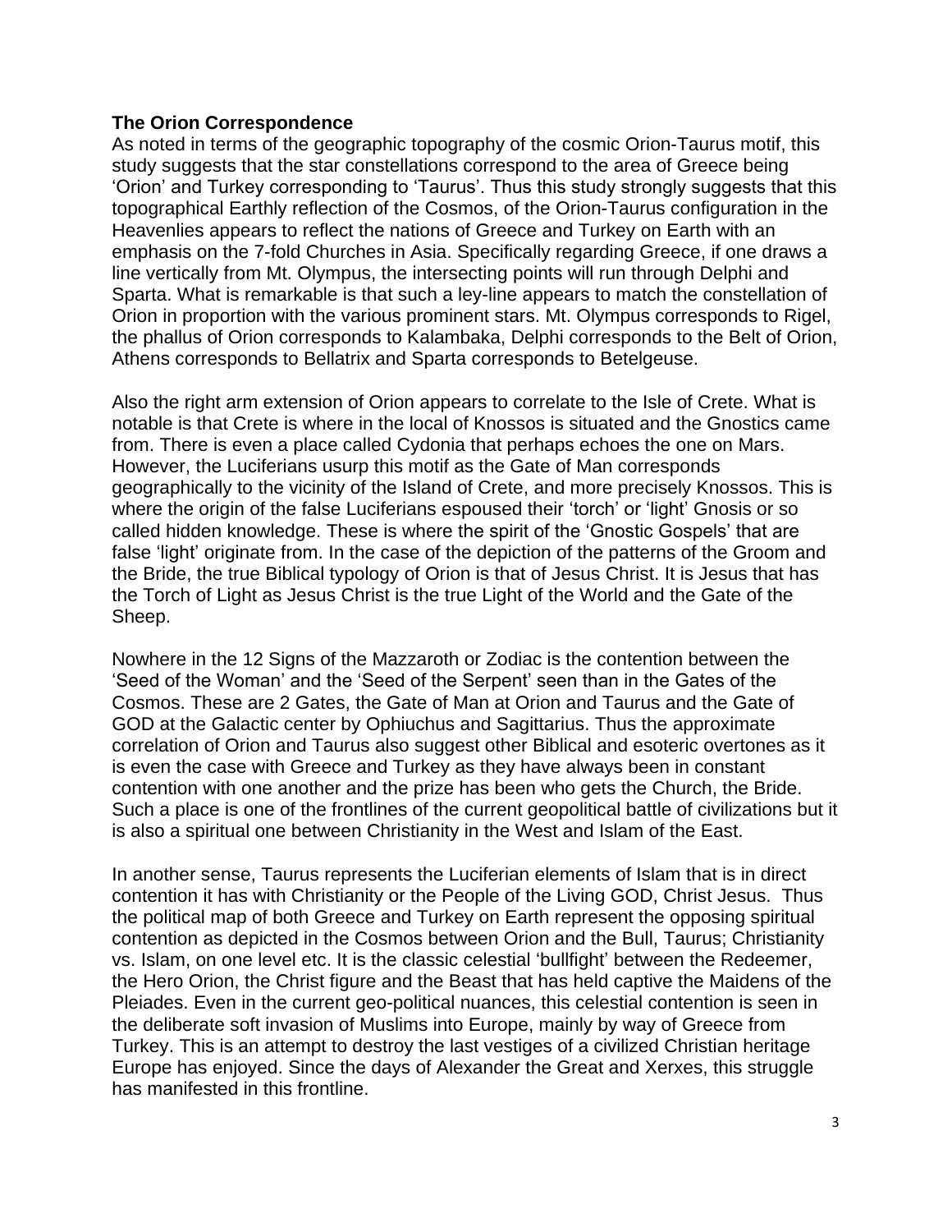**The Orion Correspondence**

As noted in terms of the geographic topography of the cosmic Orion-Taurus motif, this study suggests that the star constellations correspond to the area of Greece being 'Orion' and Turkey corresponding to 'Taurus'. Thus this study strongly suggests that this topographical Earthly reflection of the Cosmos, of the Orion-Taurus configuration in the Heavenlies appears to reflect the nations of Greece and Turkey on Earth with an emphasis on the 7-fold Churches in Asia. Specifically regarding Greece, if one draws a line vertically from Mt. Olympus, the intersecting points will run through Delphi and Sparta. What is remarkable is that such a ley-line appears to match the constellation of Orion in proportion with the various prominent stars. Mt. Olympus corresponds to Rigel, the phallus of Orion corresponds to Kalambaka, Delphi corresponds to the Belt of Orion, Athens corresponds to Bellatrix and Sparta corresponds to Betelgeuse.

Also the right arm extension of Orion appears to correlate to the Isle of Crete. What is notable is that Crete is where in the local of Knossos is situated and the Gnostics came from. There is even a place called Cydonia that perhaps echoes the one on Mars. However, the Luciferians usurp this motif as the Gate of Man corresponds geographically to the vicinity of the Island of Crete, and more precisely Knossos. This is where the origin of the false Luciferians espoused their 'torch' or 'light' Gnosis or so called hidden knowledge. These is where the spirit of the 'Gnostic Gospels' that are false 'light' originate from. In the case of the depiction of the patterns of the Groom and the Bride, the true Biblical typology of Orion is that of Jesus Christ. It is Jesus that has the Torch of Light as Jesus Christ is the true Light of the World and the Gate of the Sheep.

Nowhere in the 12 Signs of the Mazzaroth or Zodiac is the contention between the 'Seed of the Woman' and the 'Seed of the Serpent' seen than in the Gates of the Cosmos. These are 2 Gates, the Gate of Man at Orion and Taurus and the Gate of GOD at the Galactic center by Ophiuchus and Sagittarius. Thus the approximate correlation of Orion and Taurus also suggest other Biblical and esoteric overtones as it is even the case with Greece and Turkey as they have always been in constant contention with one another and the prize has been who gets the Church, the Bride. Such a place is one of the frontlines of the current geopolitical battle of civilizations but it is also a spiritual one between Christianity in the West and Islam of the East.

In another sense, Taurus represents the Luciferian elements of Islam that is in direct contention it has with Christianity or the People of the Living GOD, Christ Jesus. Thus the political map of both Greece and Turkey on Earth represent the opposing spiritual contention as depicted in the Cosmos between Orion and the Bull, Taurus; Christianity vs. Islam, on one level etc. It is the classic celestial 'bullfight' between the Redeemer, the Hero Orion, the Christ figure and the Beast that has held captive the Maidens of the Pleiades. Even in the current geo-political nuances, this celestial contention is seen in the deliberate soft invasion of Muslims into Europe, mainly by way of Greece from Turkey. This is an attempt to destroy the last vestiges of a civilized Christian heritage Europe has enjoyed. Since the days of Alexander the Great and Xerxes, this struggle has manifested in this frontline.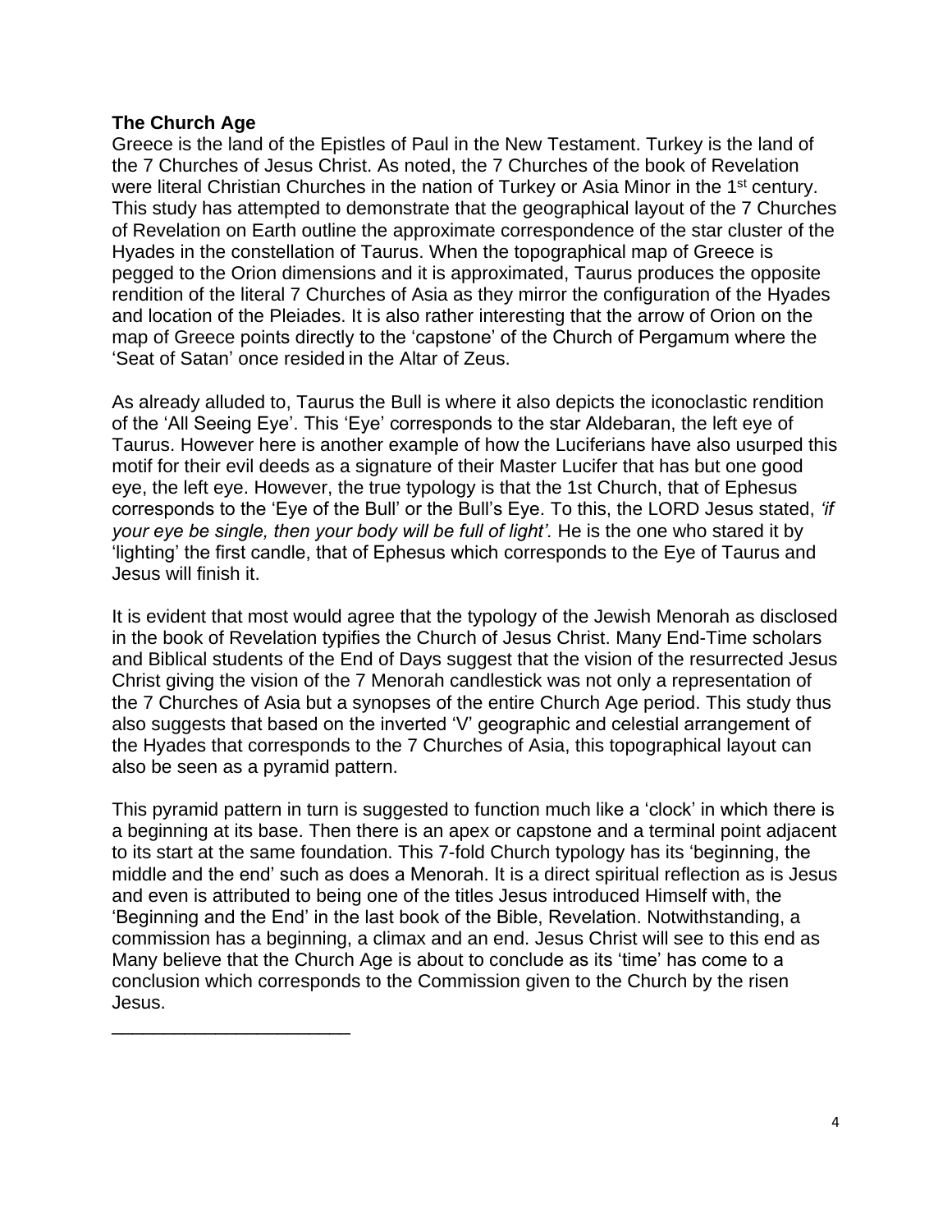**The Church Age**

Greece is the land of the Epistles of Paul in the New Testament. Turkey is the land of the 7 Churches of Jesus Christ. As noted, the 7 Churches of the book of Revelation were literal Christian Churches in the nation of Turkey or Asia Minor in the 1st century. This study has attempted to demonstrate that the geographical layout of the 7 Churches of Revelation on Earth outline the approximate correspondence of the star cluster of the Hyades in the constellation of Taurus. When the topographical map of Greece is pegged to the Orion dimensions and it is approximated, Taurus produces the opposite rendition of the literal 7 Churches of Asia as they mirror the configuration of the Hyades and location of the Pleiades. It is also rather interesting that the arrow of Orion on the map of Greece points directly to the 'capstone' of the Church of Pergamum where the 'Seat of Satan' once resided in the Altar of Zeus.

As already alluded to, Taurus the Bull is where it also depicts the iconoclastic rendition of the 'All Seeing Eye'. This 'Eye' corresponds to the star Aldebaran, the left eye of Taurus. However here is another example of how the Luciferians have also usurped this motif for their evil deeds as a signature of their Master Lucifer that has but one good eye, the left eye. However, the true typology is that the 1st Church, that of Ephesus corresponds to the 'Eye of the Bull' or the Bull's Eye. To this, the LORD Jesus stated, *'if your eye be single, then your body will be full of light'.* He is the one who stared it by 'lighting' the first candle, that of Ephesus which corresponds to the Eye of Taurus and Jesus will finish it.

It is evident that most would agree that the typology of the Jewish Menorah as disclosed in the book of Revelation typifies the Church of Jesus Christ. Many End-Time scholars and Biblical students of the End of Days suggest that the vision of the resurrected Jesus Christ giving the vision of the 7 Menorah candlestick was not only a representation of the 7 Churches of Asia but a synopses of the entire Church Age period. This study thus also suggests that based on the inverted 'V' geographic and celestial arrangement of the Hyades that corresponds to the 7 Churches of Asia, this topographical layout can also be seen as a pyramid pattern.

This pyramid pattern in turn is suggested to function much like a 'clock' in which there is a beginning at its base. Then there is an apex or capstone and a terminal point adjacent to its start at the same foundation. This 7-fold Church typology has its 'beginning, the middle and the end' such as does a Menorah. It is a direct spiritual reflection as is Jesus and even is attributed to being one of the titles Jesus introduced Himself with, the 'Beginning and the End' in the last book of the Bible, Revelation. Notwithstanding, a commission has a beginning, a climax and an end. Jesus Christ will see to this end as Many believe that the Church Age is about to conclude as its 'time' has come to a conclusion which corresponds to the Commission given to the Church by the risen Jesus.

________________________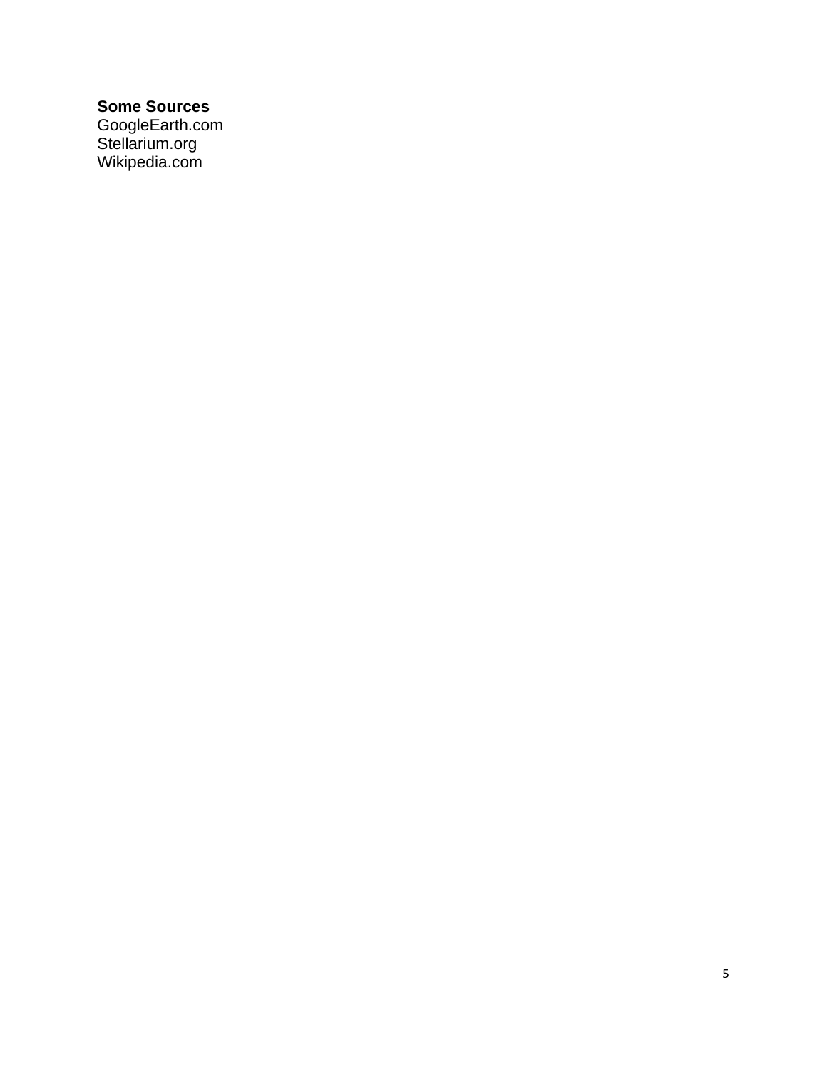**Some Sources**
GoogleEarth.com
Stellarium.org
Wikipedia.com